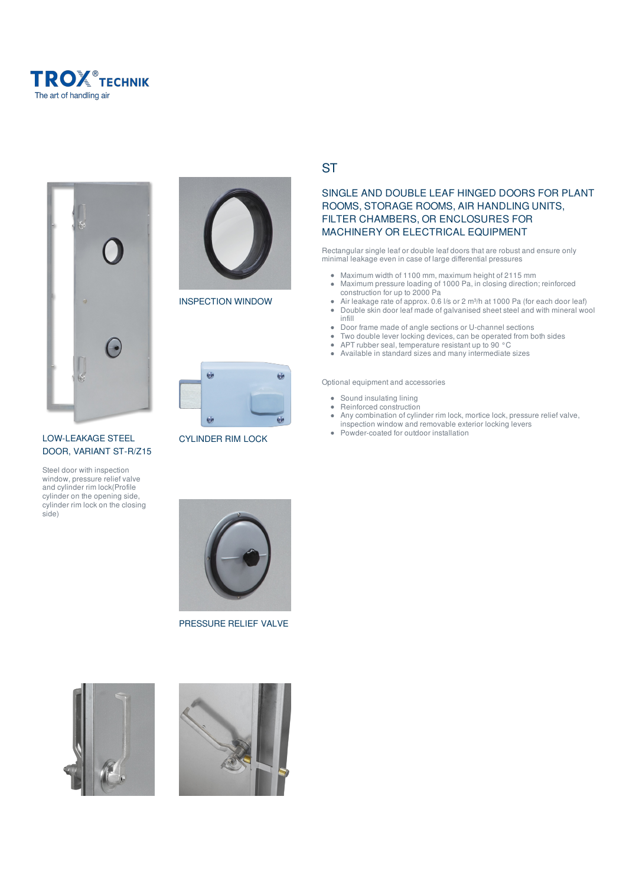TROX® TECHNIK
The art of handling air

LOW-LEAKAGE STEEL DOOR, VARIANT ST-R/Z15

Steel door with inspection window, pressure relief valve and cylinder rim lock(Profile cylinder on the opening side, cylinder rim lock on the closing side)

INSPECTION WINDOW

CYLINDER RIM LOCK

PRESSURE RELIEF VALVE

# ST

## SINGLE AND DOUBLE LEAF HINGED DOORS FOR PLANT ROOMS, STORAGE ROOMS, AIR HANDLING UNITS, FILTER CHAMBERS, OR ENCLOSURES FOR MACHINERY OR ELECTRICAL EQUIPMENT

Rectangular single leaf or double leaf doors that are robust and ensure only minimal leakage even in case of large differential pressures

- Maximum width of 1100 mm, maximum height of 2115 mm
- Maximum pressure loading of 1000 Pa, in closing direction; reinforced construction for up to 2000 Pa
- Air leakage rate of approx. 0.6 l/s or 2 m³/h at 1000 Pa (for each door leaf)
- Double skin door leaf made of galvanised sheet steel and with mineral wool infill
- Door frame made of angle sections or U-channel sections
- Two double lever locking devices, can be operated from both sides
- APT rubber seal, temperature resistant up to 90 °C
- Available in standard sizes and many intermediate sizes

Optional equipment and accessories

- Sound insulating lining
- Reinforced construction
- Any combination of cylinder rim lock, mortice lock, pressure relief valve, inspection window and removable exterior locking levers
- Powder-coated for outdoor installation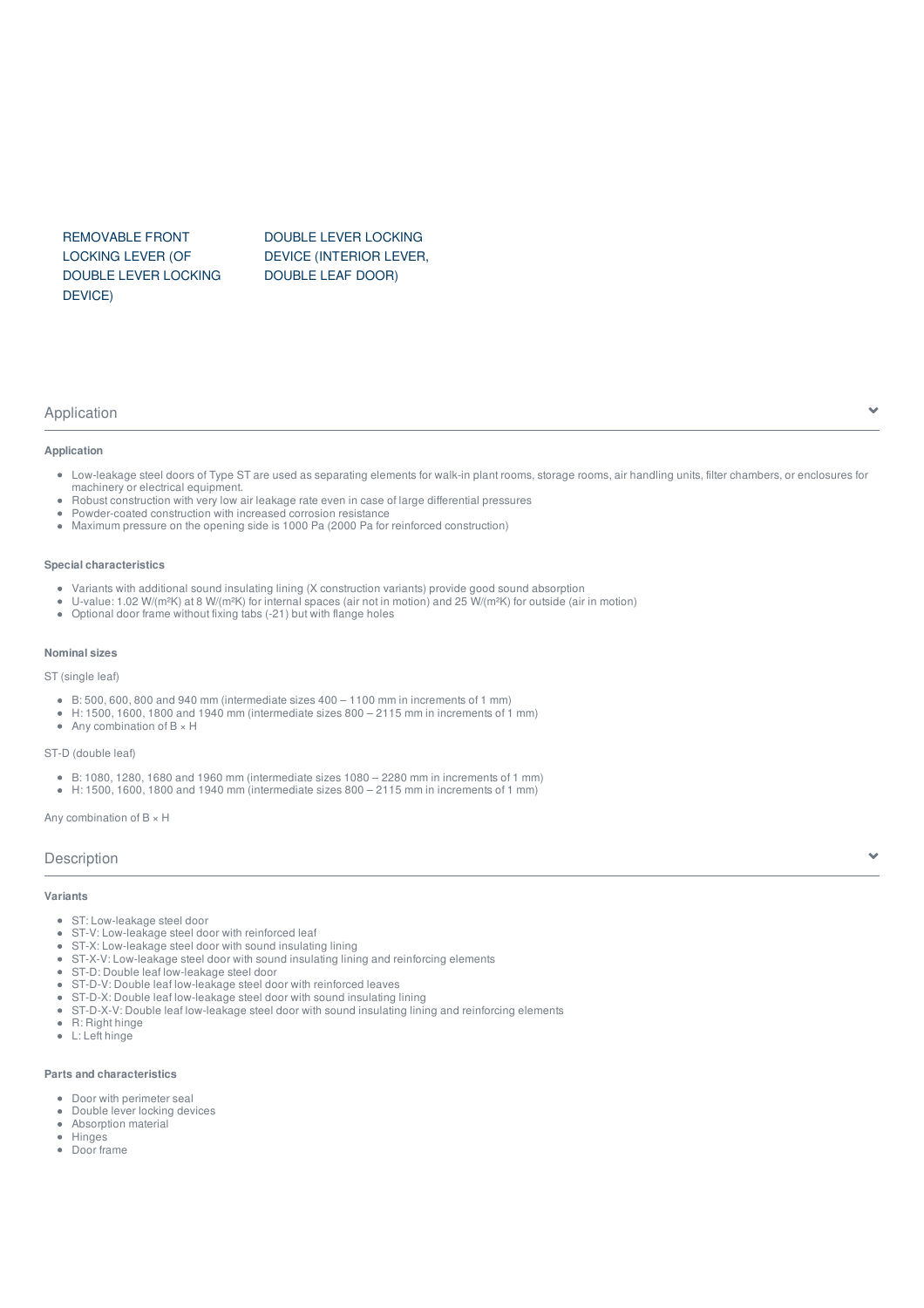REMOVABLE FRONT LOCKING LEVER (OF DOUBLE LEVER LOCKING DEVICE)

DOUBLE LEVER LOCKING DEVICE (INTERIOR LEVER, DOUBLE LEAF DOOR)

## Application

### Application

- Low-leakage steel doors of Type ST are used as separating elements for walk-in plant rooms, storage rooms, air handling units, filter chambers, or enclosures for machinery or electrical equipment.
- Robust construction with very low air leakage rate even in case of large differential pressures
- Powder-coated construction with increased corrosion resistance
- Maximum pressure on the opening side is 1000 Pa (2000 Pa for reinforced construction)

### Special characteristics

- Variants with additional sound insulating lining (X construction variants) provide good sound absorption
- U-value: 1.02 W/(m²K) at 8 W/(m²K) for internal spaces (air not in motion) and 25 W/(m²K) for outside (air in motion)
- Optional door frame without fixing tabs (-21) but with flange holes

### Nominal sizes

ST (single leaf)

- B: 500, 600, 800 and 940 mm (intermediate sizes 400 – 1100 mm in increments of 1 mm)
- H: 1500, 1600, 1800 and 1940 mm (intermediate sizes 800 – 2115 mm in increments of 1 mm)
- Any combination of B × H

ST-D (double leaf)

- B: 1080, 1280, 1680 and 1960 mm (intermediate sizes 1080 – 2280 mm in increments of 1 mm)
- H: 1500, 1600, 1800 and 1940 mm (intermediate sizes 800 – 2115 mm in increments of 1 mm)

Any combination of B × H

## Description

### Variants

- ST: Low-leakage steel door
- ST-V: Low-leakage steel door with reinforced leaf
- ST-X: Low-leakage steel door with sound insulating lining
- ST-X-V: Low-leakage steel door with sound insulating lining and reinforcing elements
- ST-D: Double leaf low-leakage steel door
- ST-D-V: Double leaf low-leakage steel door with reinforced leaves
- ST-D-X: Double leaf low-leakage steel door with sound insulating lining
- ST-D-X-V: Double leaf low-leakage steel door with sound insulating lining and reinforcing elements
- R: Right hinge
- L: Left hinge

### Parts and characteristics

- Door with perimeter seal
- Double lever locking devices
- Absorption material
- Hinges
- Door frame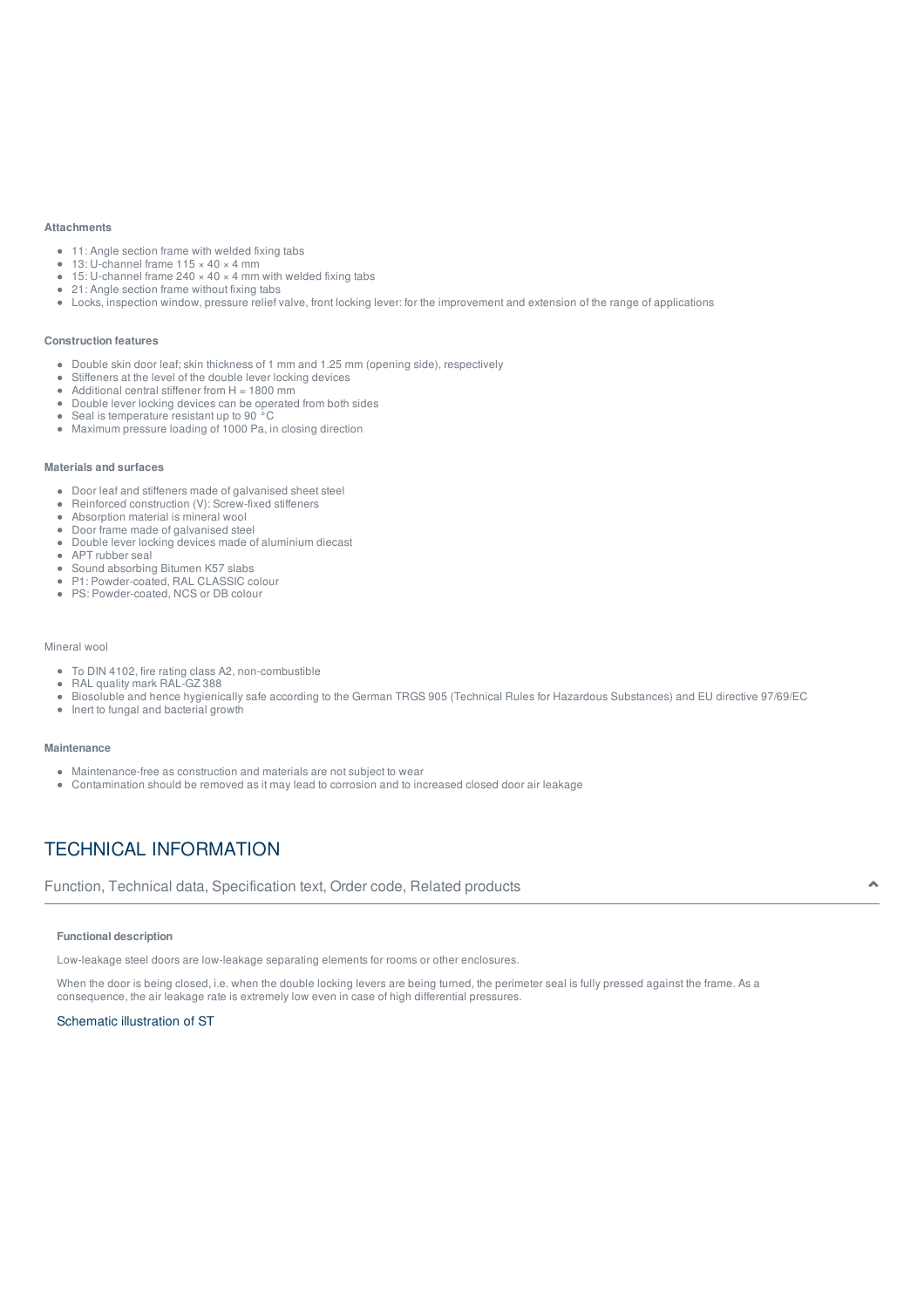#### Attachments

- 11: Angle section frame with welded fixing tabs
- 13: U-channel frame 115 × 40 × 4 mm
- 15: U-channel frame 240 × 40 × 4 mm with welded fixing tabs
- 21: Angle section frame without fixing tabs
- Locks, inspection window, pressure relief valve, front locking lever: for the improvement and extension of the range of applications

#### Construction features

- Double skin door leaf; skin thickness of 1 mm and 1.25 mm (opening side), respectively
- Stiffeners at the level of the double lever locking devices
- Additional central stiffener from H = 1800 mm
- Double lever locking devices can be operated from both sides
- Seal is temperature resistant up to 90 °C
- Maximum pressure loading of 1000 Pa, in closing direction

#### Materials and surfaces

- Door leaf and stiffeners made of galvanised sheet steel
- Reinforced construction (V): Screw-fixed stiffeners
- Absorption material is mineral wool
- Door frame made of galvanised steel
- Double lever locking devices made of aluminium diecast
- APT rubber seal
- Sound absorbing Bitumen K57 slabs
- P1: Powder-coated, RAL CLASSIC colour
- PS: Powder-coated, NCS or DB colour

Mineral wool

- To DIN 4102, fire rating class A2, non-combustible
- RAL quality mark RAL-GZ 388
- Biosoluble and hence hygienically safe according to the German TRGS 905 (Technical Rules for Hazardous Substances) and EU directive 97/69/EC
- Inert to fungal and bacterial growth

#### Maintenance

- Maintenance-free as construction and materials are not subject to wear
- Contamination should be removed as it may lead to corrosion and to increased closed door air leakage

## TECHNICAL INFORMATION

Function, Technical data, Specification text, Order code, Related products

#### Functional description

Low-leakage steel doors are low-leakage separating elements for rooms or other enclosures.

When the door is being closed, i.e. when the double locking levers are being turned, the perimeter seal is fully pressed against the frame. As a consequence, the air leakage rate is extremely low even in case of high differential pressures.

Schematic illustration of ST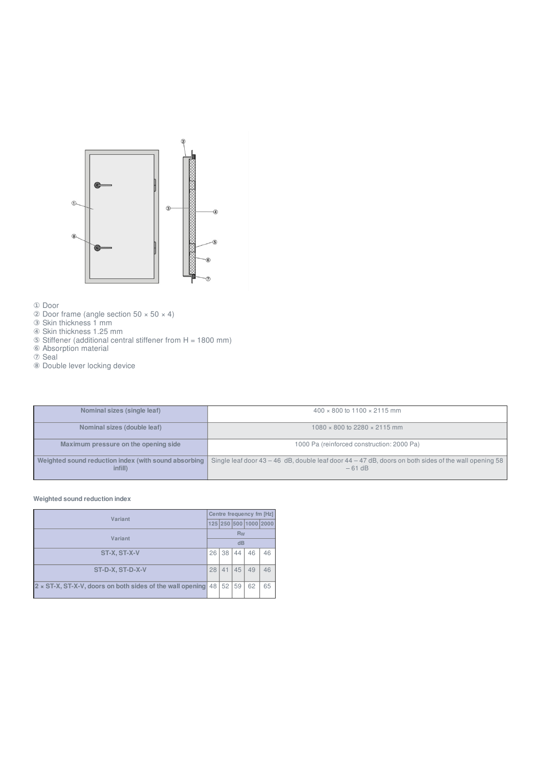① Door
② Door frame (angle section 50 × 50 × 4)
③ Skin thickness 1 mm
④ Skin thickness 1.25 mm
⑤ Stiffener (additional central stiffener from H = 1800 mm)
⑥ Absorption material
⑦ Seal
⑧ Double lever locking device

| **Nominal sizes (single leaf)** | 400 × 800 to 1100 × 2115 mm |
|---|---|
| **Nominal sizes (double leaf)** | 1080 × 800 to 2280 × 2115 mm |
| **Maximum pressure on the opening side** | 1000 Pa (reinforced construction: 2000 Pa) |
| **Weighted sound reduction index (with sound absorbing infill)** | Single leaf door 43 – 46 dB, double leaf door 44 – 47 dB, doors on both sides of the wall opening 58 – 61 dB |

**Weighted sound reduction index**

| Variant | Centre frequency fm [Hz] | | | | |
|---|---|---|---|---|---|
| | 125 | 250 | 500 | 1000 | 2000 |
| Variant | $R_W$ | | | | |
| | dB | | | | |
| ST-X, ST-X-V | 26 | 38 | 44 | 46 | 46 |
| ST-D-X, ST-D-X-V | 28 | 41 | 45 | 49 | 46 |
| 2 × ST-X, ST-X-V, doors on both sides of the wall opening | 48 | 52 | 59 | 62 | 65 |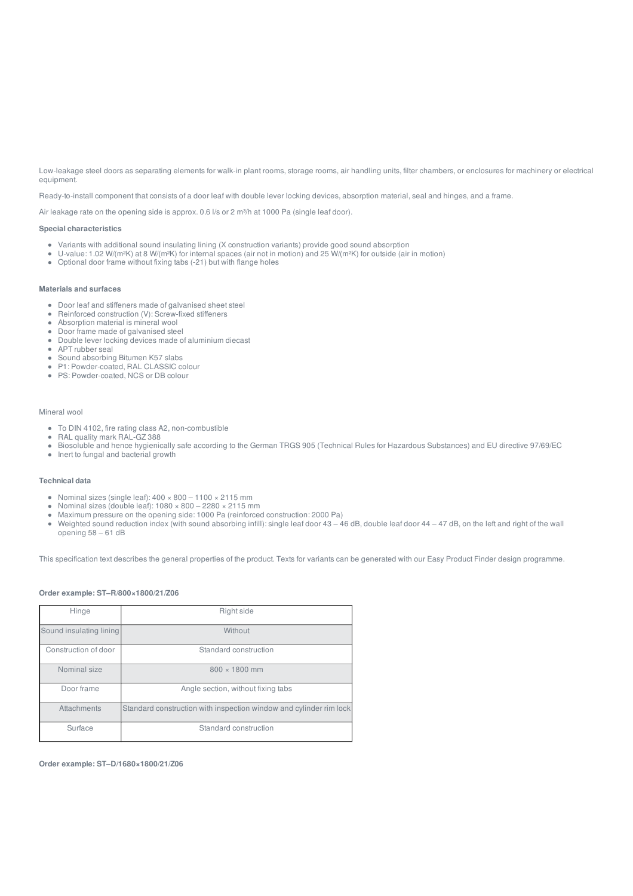Low-leakage steel doors as separating elements for walk-in plant rooms, storage rooms, air handling units, filter chambers, or enclosures for machinery or electrical equipment.

Ready-to-install component that consists of a door leaf with double lever locking devices, absorption material, seal and hinges, and a frame.

Air leakage rate on the opening side is approx. 0.6 l/s or 2 m³/h at 1000 Pa (single leaf door).

**Special characteristics**

- Variants with additional sound insulating lining (X construction variants) provide good sound absorption
- U-value: 1.02 W/(m²K) at 8 W/(m²K) for internal spaces (air not in motion) and 25 W/(m²K) for outside (air in motion)
- Optional door frame without fixing tabs (-21) but with flange holes

**Materials and surfaces**

- Door leaf and stiffeners made of galvanised sheet steel
- Reinforced construction (V): Screw-fixed stiffeners
- Absorption material is mineral wool
- Door frame made of galvanised steel
- Double lever locking devices made of aluminium diecast
- APT rubber seal
- Sound absorbing Bitumen K57 slabs
- P1: Powder-coated, RAL CLASSIC colour
- PS: Powder-coated, NCS or DB colour

Mineral wool

- To DIN 4102, fire rating class A2, non-combustible
- RAL quality mark RAL-GZ 388
- Biosoluble and hence hygienically safe according to the German TRGS 905 (Technical Rules for Hazardous Substances) and EU directive 97/69/EC
- Inert to fungal and bacterial growth

**Technical data**

- Nominal sizes (single leaf): 400 × 800 – 1100 × 2115 mm
- Nominal sizes (double leaf): 1080 × 800 – 2280 × 2115 mm
- Maximum pressure on the opening side: 1000 Pa (reinforced construction: 2000 Pa)
- Weighted sound reduction index (with sound absorbing infill): single leaf door 43 – 46 dB, double leaf door 44 – 47 dB, on the left and right of the wall opening 58 – 61 dB

This specification text describes the general properties of the product. Texts for variants can be generated with our Easy Product Finder design programme.

**Order example: ST–R/800×1800/21/Z06**

| Hinge | Right side |
|---|---|
| Sound insulating lining | Without |
| Construction of door | Standard construction |
| Nominal size | 800 × 1800 mm |
| Door frame | Angle section, without fixing tabs |
| Attachments | Standard construction with inspection window and cylinder rim lock |
| Surface | Standard construction |

**Order example: ST–D/1680×1800/21/Z06**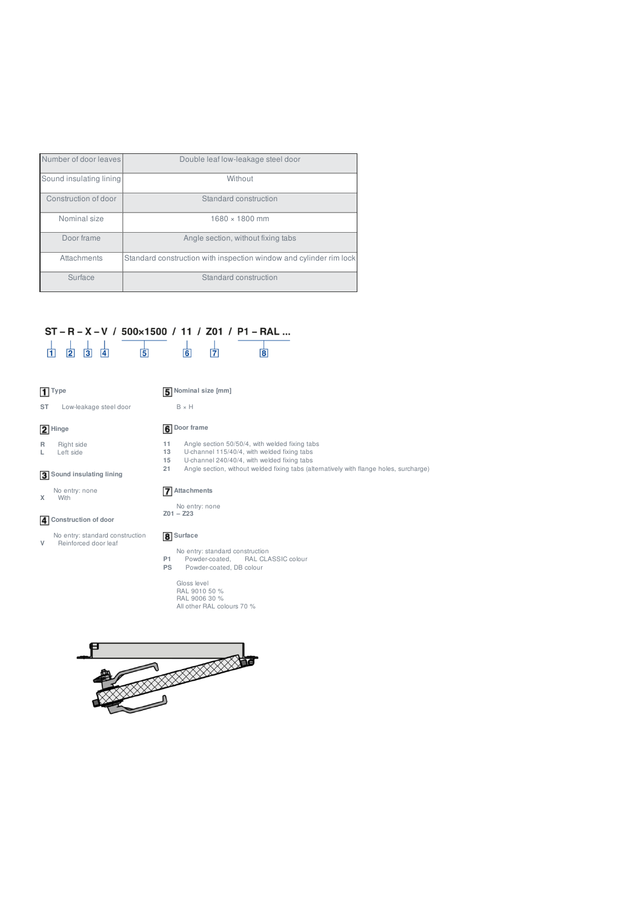| Number of door leaves | Double leaf low-leakage steel door |
|---|---|
| Sound insulating lining | Without |
| Construction of door | Standard construction |
| Nominal size | 1680 × 1800 mm |
| Door frame | Angle section, without fixing tabs |
| Attachments | Standard construction with inspection window and cylinder rim lock |
| Surface | Standard construction |

**ST – R – X – V / 500×1500 / 11 / Z01 / P1 – RAL ...**

1 2 3 4 5 6 7 8

**1 Type**

**ST** Low-leakage steel door

**2 Hinge**

**R** Right side
**L** Left side

**3 Sound insulating lining**

No entry: none
**X** With

**4 Construction of door**

No entry: standard construction
**V** Reinforced door leaf

**5 Nominal size [mm]**

B × H

**6 Door frame**

**11** Angle section 50/50/4, with welded fixing tabs
**13** U-channel 115/40/4, with welded fixing tabs
**15** U-channel 240/40/4, with welded fixing tabs
**21** Angle section, without welded fixing tabs (alternatively with flange holes, surcharge)

**7 Attachments**

No entry: none
**Z01 – Z23**

**8 Surface**

No entry: standard construction
**P1** Powder-coated, RAL CLASSIC colour
**PS** Powder-coated, DB colour

Gloss level
RAL 9010 50 %
RAL 9006 30 %
All other RAL colours 70 %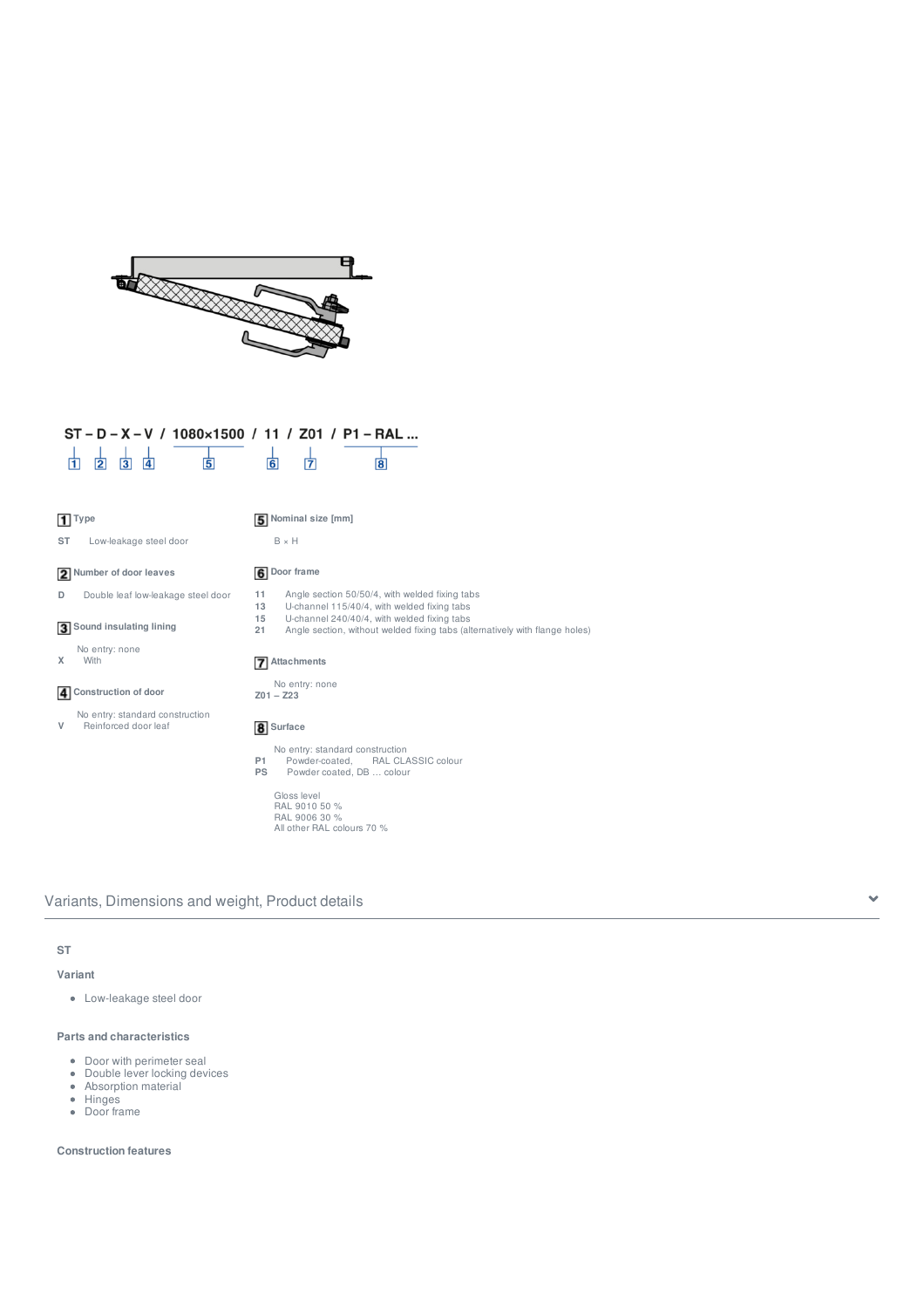**ST – D – X – V / 1080×1500 / 11 / Z01 / P1 – RAL ...**

1 2 3 4 5 6 7 8

**1 Type**

ST Low-leakage steel door

**2 Number of door leaves**

D Double leaf low-leakage steel door

**3 Sound insulating lining**

No entry: none
X With

**4 Construction of door**

No entry: standard construction
V Reinforced door leaf

**5 Nominal size [mm]**

B × H

**6 Door frame**

11 Angle section 50/50/4, with welded fixing tabs
13 U-channel 115/40/4, with welded fixing tabs
15 U-channel 240/40/4, with welded fixing tabs
21 Angle section, without welded fixing tabs (alternatively with flange holes)

**7 Attachments**

No entry: none
Z01 – Z23

**8 Surface**

No entry: standard construction
P1 Powder-coated, RAL CLASSIC colour
PS Powder coated, DB ... colour

Gloss level
RAL 9010 50 %
RAL 9006 30 %
All other RAL colours 70 %

## Variants, Dimensions and weight, Product details

### ST

#### Variant

- Low-leakage steel door

#### Parts and characteristics

- Door with perimeter seal
- Double lever locking devices
- Absorption material
- Hinges
- Door frame

#### Construction features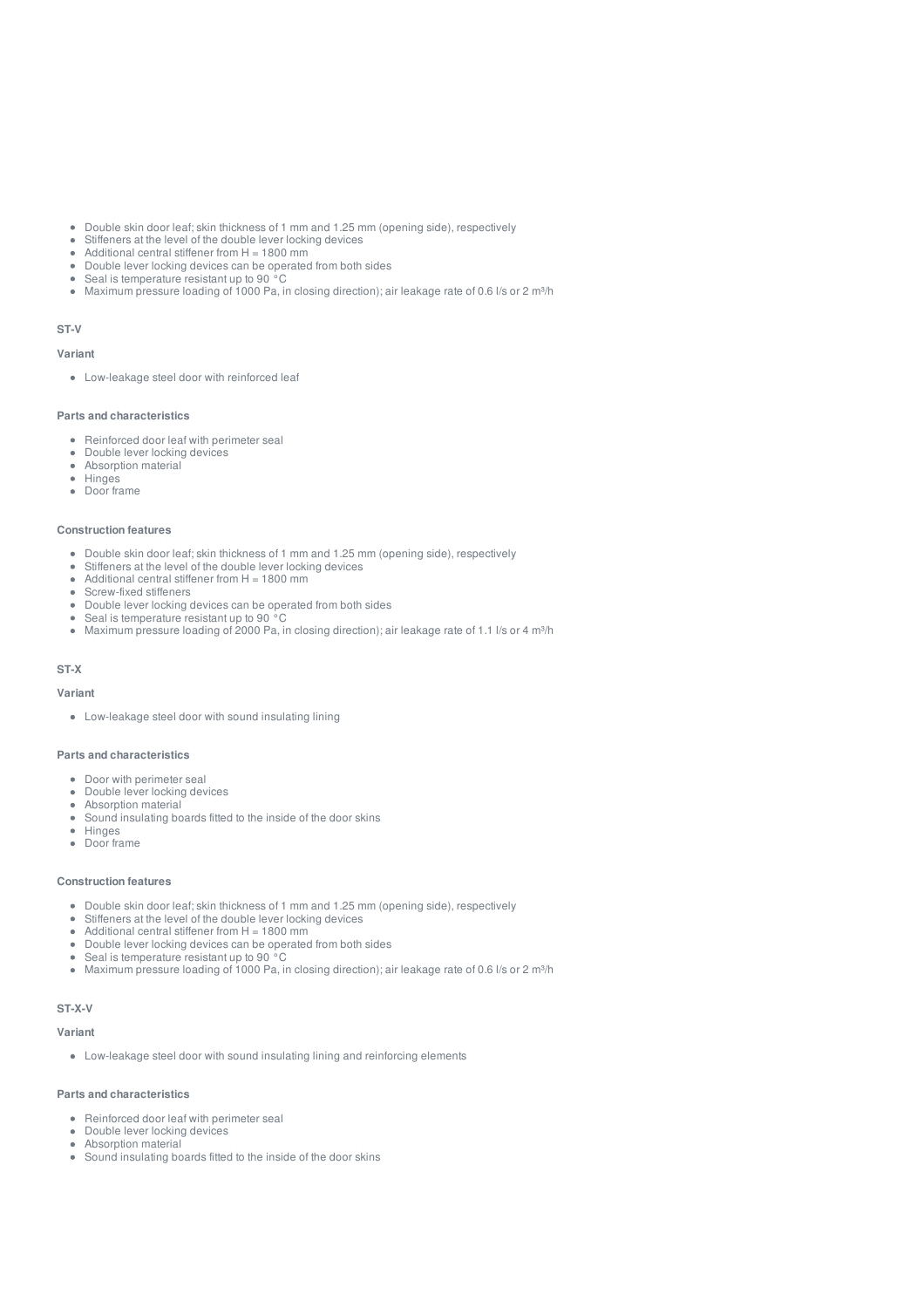- Double skin door leaf; skin thickness of 1 mm and 1.25 mm (opening side), respectively
- Stiffeners at the level of the double lever locking devices
- Additional central stiffener from H = 1800 mm
- Double lever locking devices can be operated from both sides
- Seal is temperature resistant up to 90 °C
- Maximum pressure loading of 1000 Pa, in closing direction); air leakage rate of 0.6 l/s or 2 m³/h

#### ST-V

##### Variant

- Low-leakage steel door with reinforced leaf

##### Parts and characteristics

- Reinforced door leaf with perimeter seal
- Double lever locking devices
- Absorption material
- Hinges
- Door frame

##### Construction features

- Double skin door leaf; skin thickness of 1 mm and 1.25 mm (opening side), respectively
- Stiffeners at the level of the double lever locking devices
- Additional central stiffener from H = 1800 mm
- Screw-fixed stiffeners
- Double lever locking devices can be operated from both sides
- Seal is temperature resistant up to 90 °C
- Maximum pressure loading of 2000 Pa, in closing direction); air leakage rate of 1.1 l/s or 4 m³/h

#### ST-X

##### Variant

- Low-leakage steel door with sound insulating lining

##### Parts and characteristics

- Door with perimeter seal
- Double lever locking devices
- Absorption material
- Sound insulating boards fitted to the inside of the door skins
- Hinges
- Door frame

##### Construction features

- Double skin door leaf; skin thickness of 1 mm and 1.25 mm (opening side), respectively
- Stiffeners at the level of the double lever locking devices
- Additional central stiffener from H = 1800 mm
- Double lever locking devices can be operated from both sides
- Seal is temperature resistant up to 90 °C
- Maximum pressure loading of 1000 Pa, in closing direction); air leakage rate of 0.6 l/s or 2 m³/h

#### ST-X-V

##### Variant

- Low-leakage steel door with sound insulating lining and reinforcing elements

##### Parts and characteristics

- Reinforced door leaf with perimeter seal
- Double lever locking devices
- Absorption material
- Sound insulating boards fitted to the inside of the door skins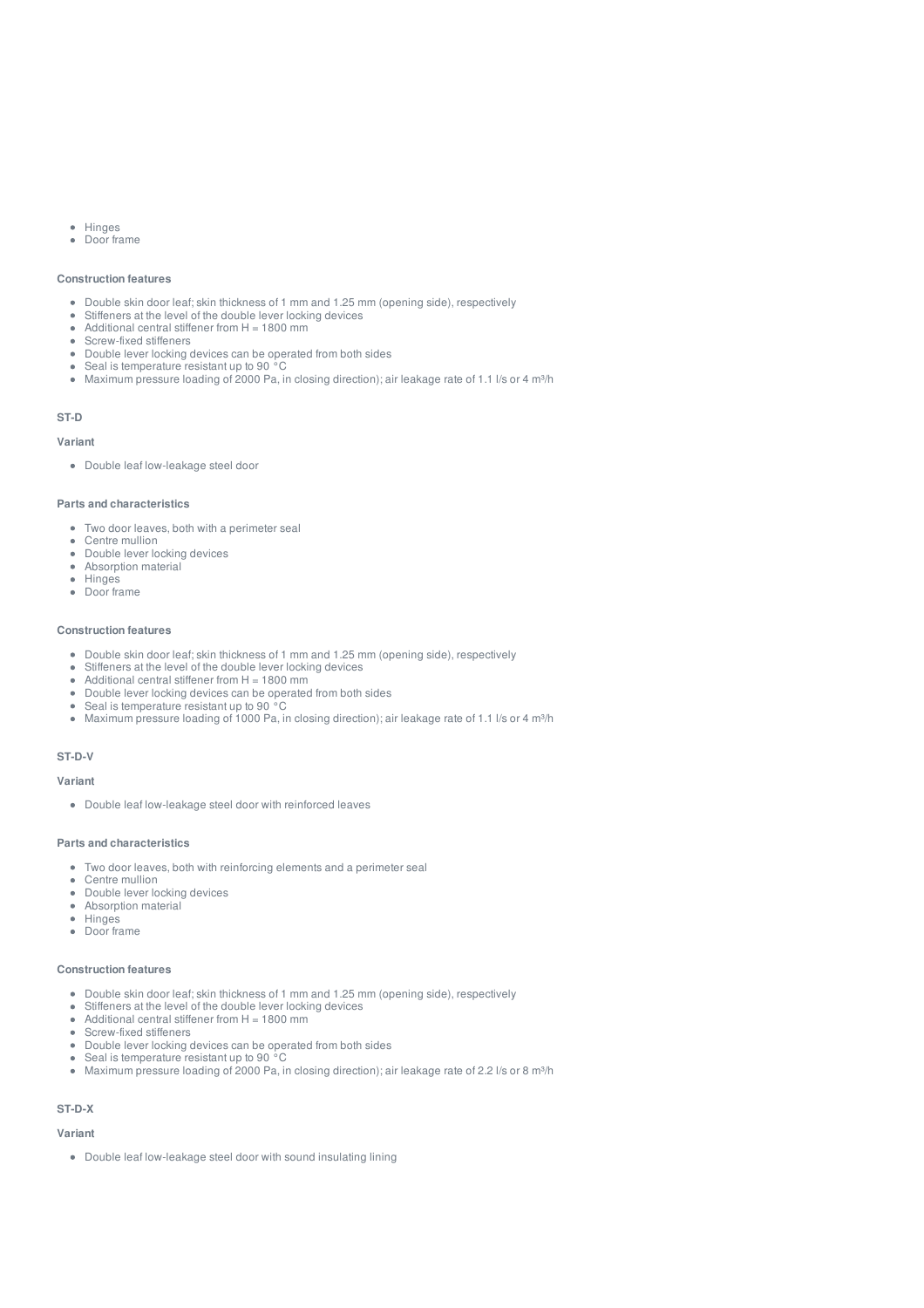- Hinges
- Door frame

#### Construction features

- Double skin door leaf; skin thickness of 1 mm and 1.25 mm (opening side), respectively
- Stiffeners at the level of the double lever locking devices
- Additional central stiffener from H = 1800 mm
- Screw-fixed stiffeners
- Double lever locking devices can be operated from both sides
- Seal is temperature resistant up to 90 °C
- Maximum pressure loading of 2000 Pa, in closing direction); air leakage rate of 1.1 l/s or 4 m³/h

### ST-D

#### Variant

- Double leaf low-leakage steel door

#### Parts and characteristics

- Two door leaves, both with a perimeter seal
- Centre mullion
- Double lever locking devices
- Absorption material
- Hinges
- Door frame

#### Construction features

- Double skin door leaf; skin thickness of 1 mm and 1.25 mm (opening side), respectively
- Stiffeners at the level of the double lever locking devices
- Additional central stiffener from H = 1800 mm
- Double lever locking devices can be operated from both sides
- Seal is temperature resistant up to 90 °C
- Maximum pressure loading of 1000 Pa, in closing direction); air leakage rate of 1.1 l/s or 4 m³/h

### ST-D-V

#### Variant

- Double leaf low-leakage steel door with reinforced leaves

#### Parts and characteristics

- Two door leaves, both with reinforcing elements and a perimeter seal
- Centre mullion
- Double lever locking devices
- Absorption material
- Hinges
- Door frame

#### Construction features

- Double skin door leaf; skin thickness of 1 mm and 1.25 mm (opening side), respectively
- Stiffeners at the level of the double lever locking devices
- Additional central stiffener from H = 1800 mm
- Screw-fixed stiffeners
- Double lever locking devices can be operated from both sides
- Seal is temperature resistant up to 90 °C
- Maximum pressure loading of 2000 Pa, in closing direction); air leakage rate of 2.2 l/s or 8 m³/h

### ST-D-X

#### Variant

- Double leaf low-leakage steel door with sound insulating lining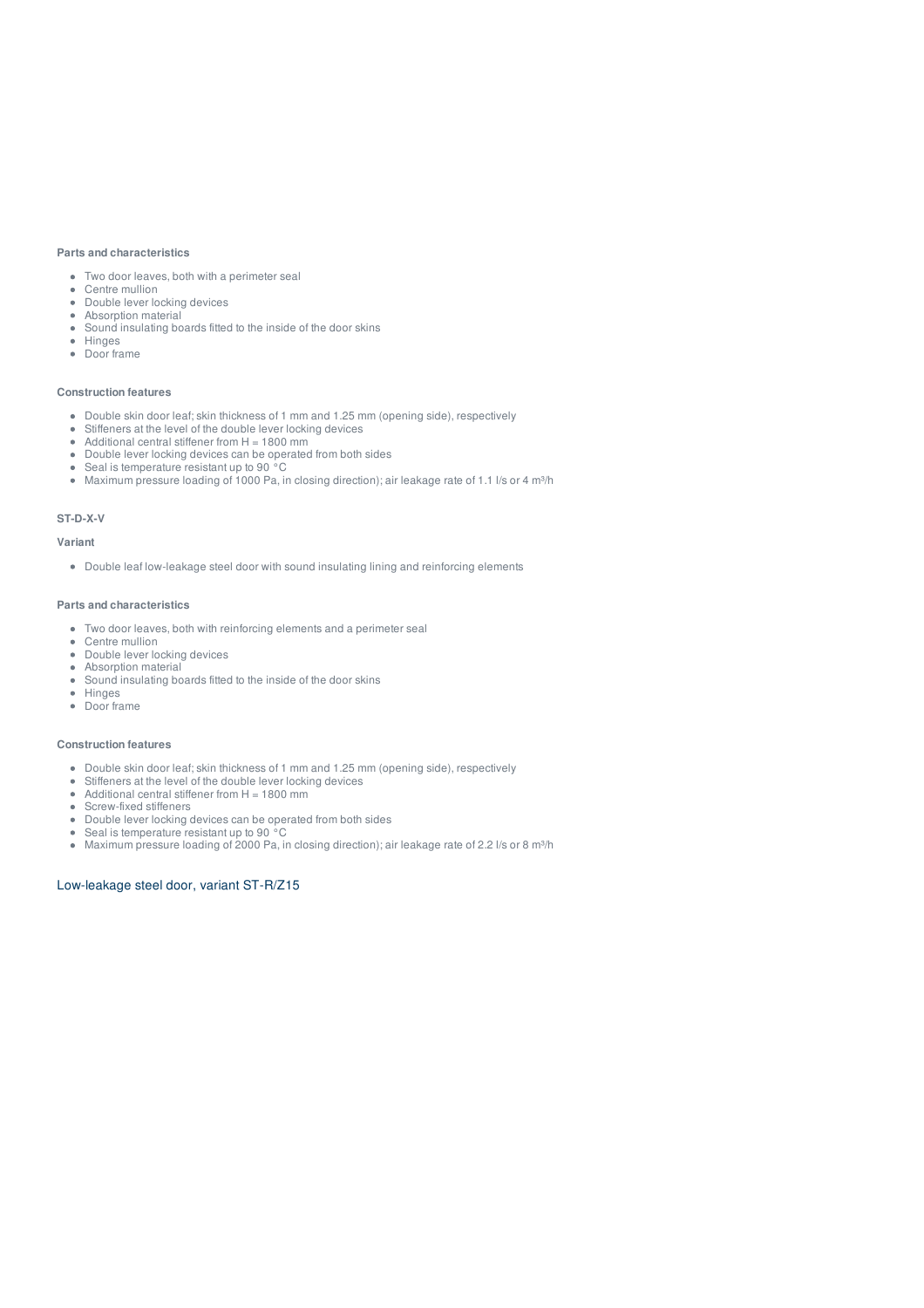#### Parts and characteristics

- Two door leaves, both with a perimeter seal
- Centre mullion
- Double lever locking devices
- Absorption material
- Sound insulating boards fitted to the inside of the door skins
- Hinges
- Door frame

#### Construction features

- Double skin door leaf; skin thickness of 1 mm and 1.25 mm (opening side), respectively
- Stiffeners at the level of the double lever locking devices
- Additional central stiffener from H = 1800 mm
- Double lever locking devices can be operated from both sides
- Seal is temperature resistant up to 90 °C
- Maximum pressure loading of 1000 Pa, in closing direction); air leakage rate of 1.1 l/s or 4 m³/h

#### ST-D-X-V

#### Variant

- Double leaf low-leakage steel door with sound insulating lining and reinforcing elements

#### Parts and characteristics

- Two door leaves, both with reinforcing elements and a perimeter seal
- Centre mullion
- Double lever locking devices
- Absorption material
- Sound insulating boards fitted to the inside of the door skins
- Hinges
- Door frame

#### Construction features

- Double skin door leaf; skin thickness of 1 mm and 1.25 mm (opening side), respectively
- Stiffeners at the level of the double lever locking devices
- Additional central stiffener from H = 1800 mm
- Screw-fixed stiffeners
- Double lever locking devices can be operated from both sides
- Seal is temperature resistant up to 90 °C
- Maximum pressure loading of 2000 Pa, in closing direction); air leakage rate of 2.2 l/s or 8 m³/h

### Low-leakage steel door, variant ST-R/Z15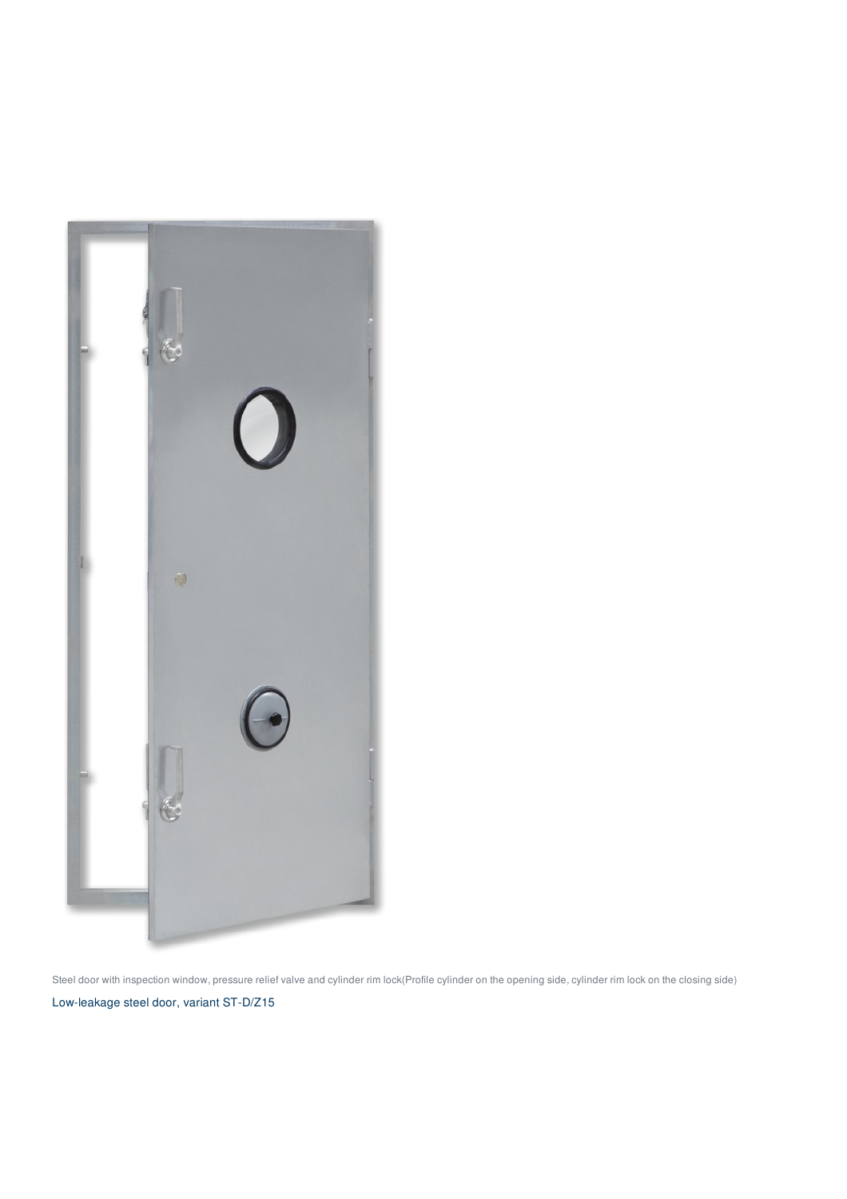Steel door with inspection window, pressure relief valve and cylinder rim lock(Profile cylinder on the opening side, cylinder rim lock on the closing side)

Low-leakage steel door, variant ST-D/Z15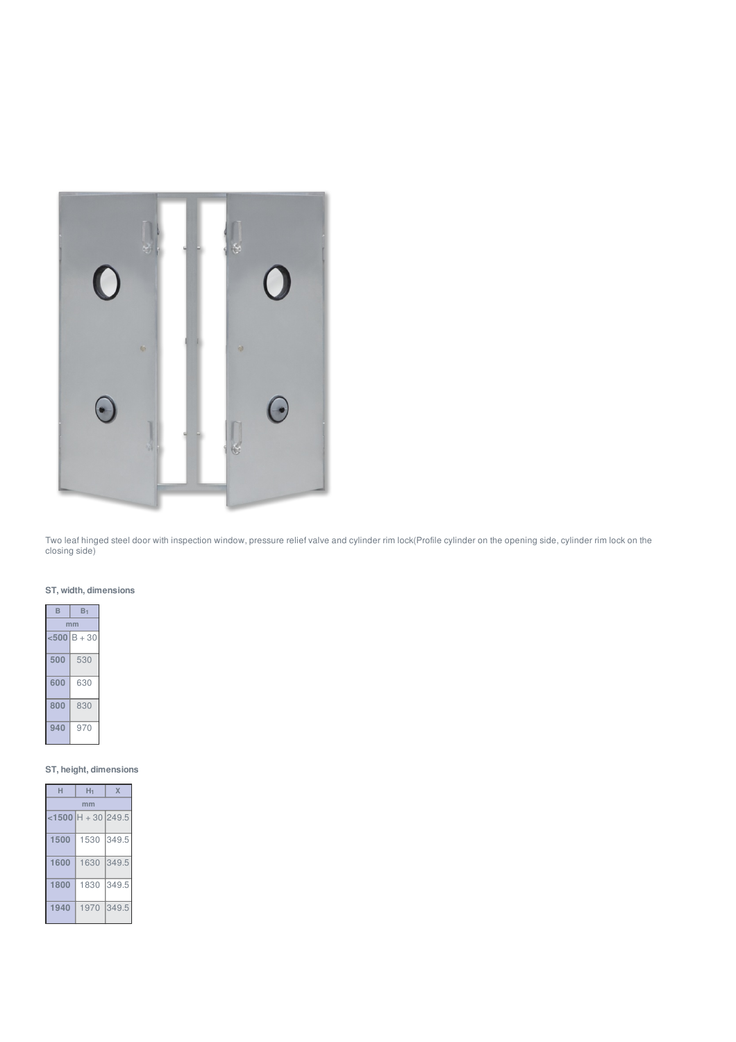Two leaf hinged steel door with inspection window, pressure relief valve and cylinder rim lock(Profile cylinder on the opening side, cylinder rim lock on the closing side)

**ST, width, dimensions**

| B | $B_1$ |
|---|---|
| mm | |
| <500 | B + 30 |
| 500 | 530 |
| 600 | 630 |
| 800 | 830 |
| 940 | 970 |

**ST, height, dimensions**

| H | $H_1$ | X |
|---|---|---|
| mm | | |
| <1500 | H + 30 | 249.5 |
| 1500 | 1530 | 349.5 |
| 1600 | 1630 | 349.5 |
| 1800 | 1830 | 349.5 |
| 1940 | 1970 | 349.5 |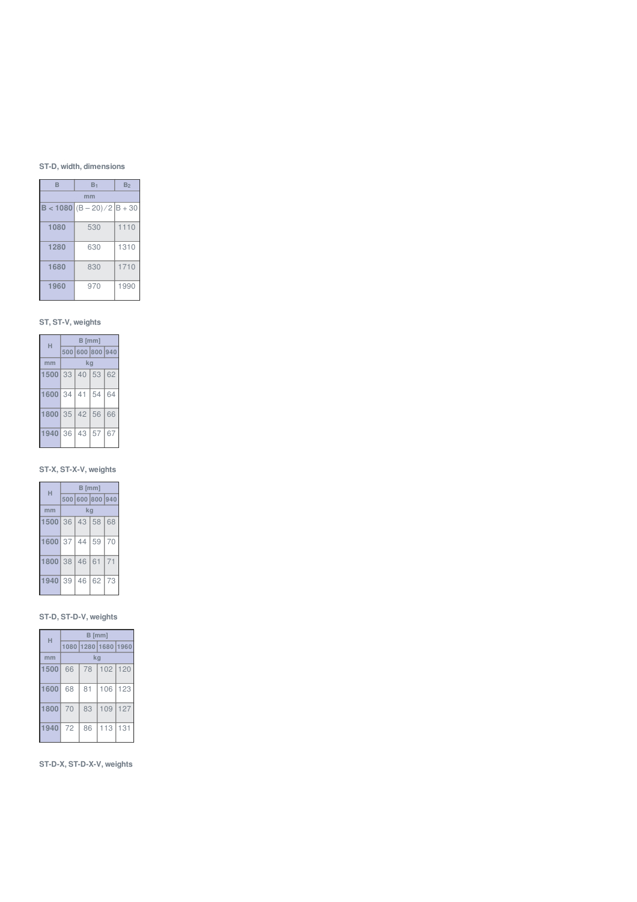### ST-D, width, dimensions

| B | $B_1$ | $B_2$ |
|---|---|---|
| mm | | |
| B < 1080 | (B – 20) / 2 | B + 30 |
| 1080 | 530 | 1110 |
| 1280 | 630 | 1310 |
| 1680 | 830 | 1710 |
| 1960 | 970 | 1990 |

### ST, ST-V, weights

| H | B [mm] | | | |
|---|---|---|---|---|
| | 500 | 600 | 800 | 940 |
| mm | kg | | | |
| 1500 | 33 | 40 | 53 | 62 |
| 1600 | 34 | 41 | 54 | 64 |
| 1800 | 35 | 42 | 56 | 66 |
| 1940 | 36 | 43 | 57 | 67 |

### ST-X, ST-X-V, weights

| H | B [mm] | | | |
|---|---|---|---|---|
| | 500 | 600 | 800 | 940 |
| mm | kg | | | |
| 1500 | 36 | 43 | 58 | 68 |
| 1600 | 37 | 44 | 59 | 70 |
| 1800 | 38 | 46 | 61 | 71 |
| 1940 | 39 | 46 | 62 | 73 |

### ST-D, ST-D-V, weights

| H | B [mm] | | | |
|---|---|---|---|---|
| | 1080 | 1280 | 1680 | 1960 |
| mm | kg | | | |
| 1500 | 66 | 78 | 102 | 120 |
| 1600 | 68 | 81 | 106 | 123 |
| 1800 | 70 | 83 | 109 | 127 |
| 1940 | 72 | 86 | 113 | 131 |

### ST-D-X, ST-D-X-V, weights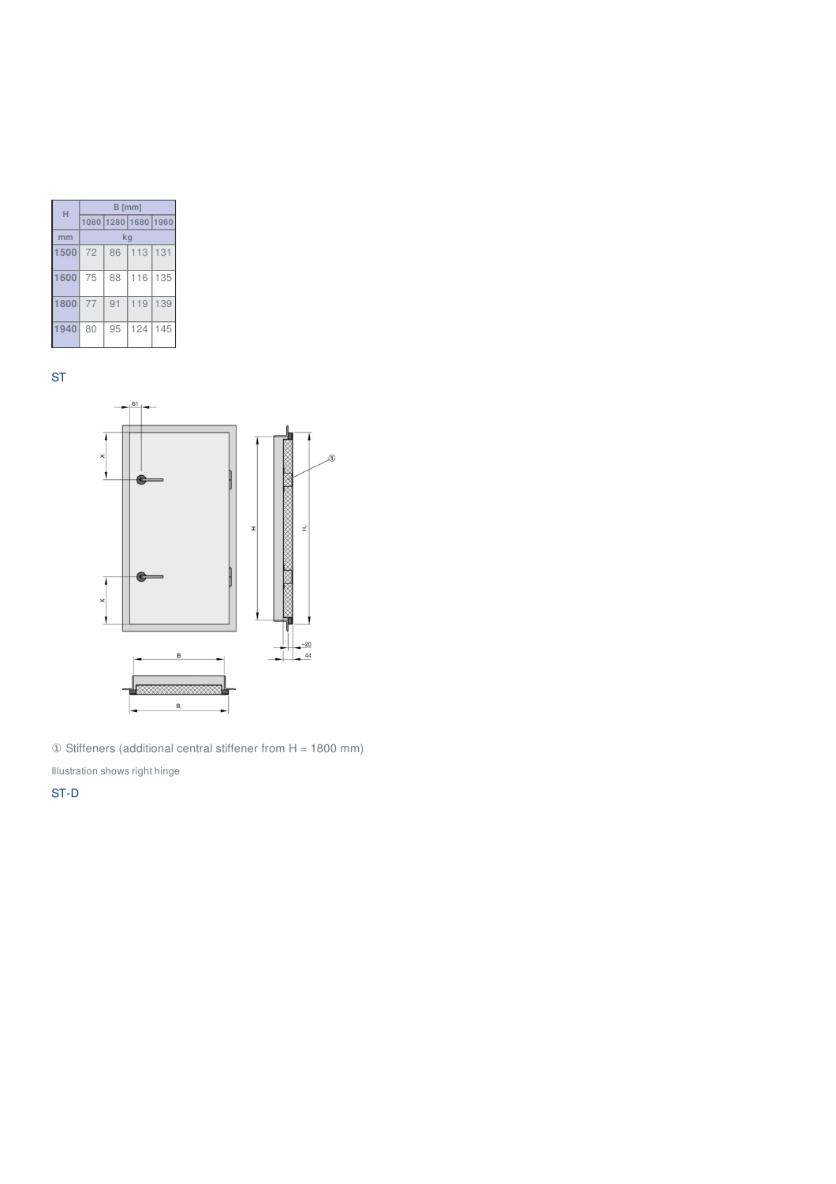| H | B [mm] | | | |
|---|---|---|---|---|
| | 1080 | 1280 | 1680 | 1960 |
| mm | kg | | | |
| 1500 | 72 | 86 | 113 | 131 |
| 1600 | 75 | 88 | 116 | 135 |
| 1800 | 77 | 91 | 119 | 139 |
| 1940 | 80 | 95 | 124 | 145 |

ST

① Stiffeners (additional central stiffener from H = 1800 mm)

Illustration shows right hinge

ST-D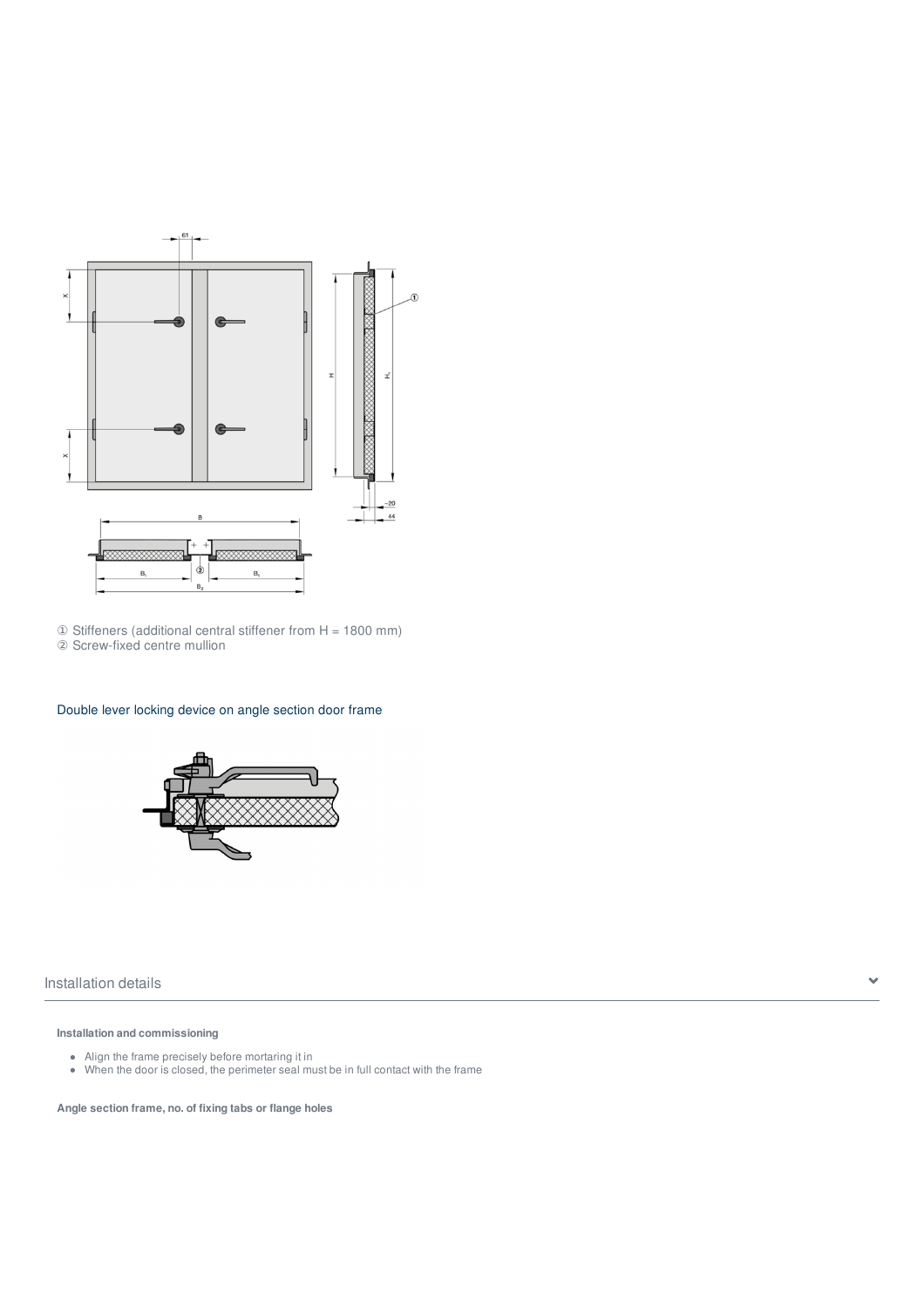① Stiffeners (additional central stiffener from H = 1800 mm)
② Screw-fixed centre mullion

Double lever locking device on angle section door frame

## Installation details

**Installation and commissioning**

- Align the frame precisely before mortaring it in
- When the door is closed, the perimeter seal must be in full contact with the frame

**Angle section frame, no. of fixing tabs or flange holes**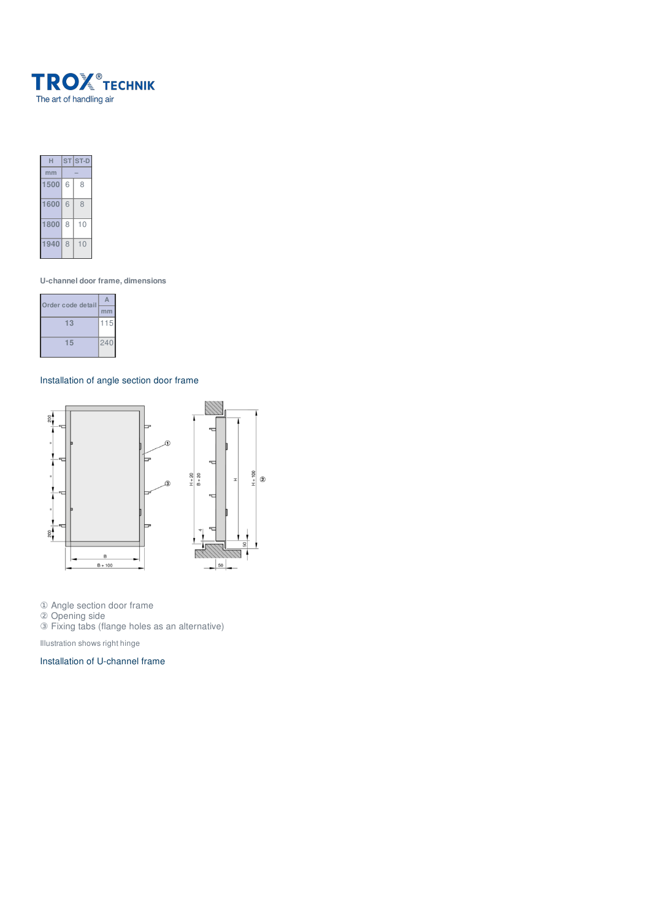| H | ST | ST-D |
|---|---|---|
| mm | – | |
| 1500 | 6 | 8 |
| 1600 | 6 | 8 |
| 1800 | 8 | 10 |
| 1940 | 8 | 10 |

U-channel door frame, dimensions

| Order code detail | A |
|---|---|
| | mm |
| 13 | 115 |
| 15 | 240 |

## Installation of angle section door frame

① Angle section door frame
② Opening side
③ Fixing tabs (flange holes as an alternative)

Illustration shows right hinge

## Installation of U-channel frame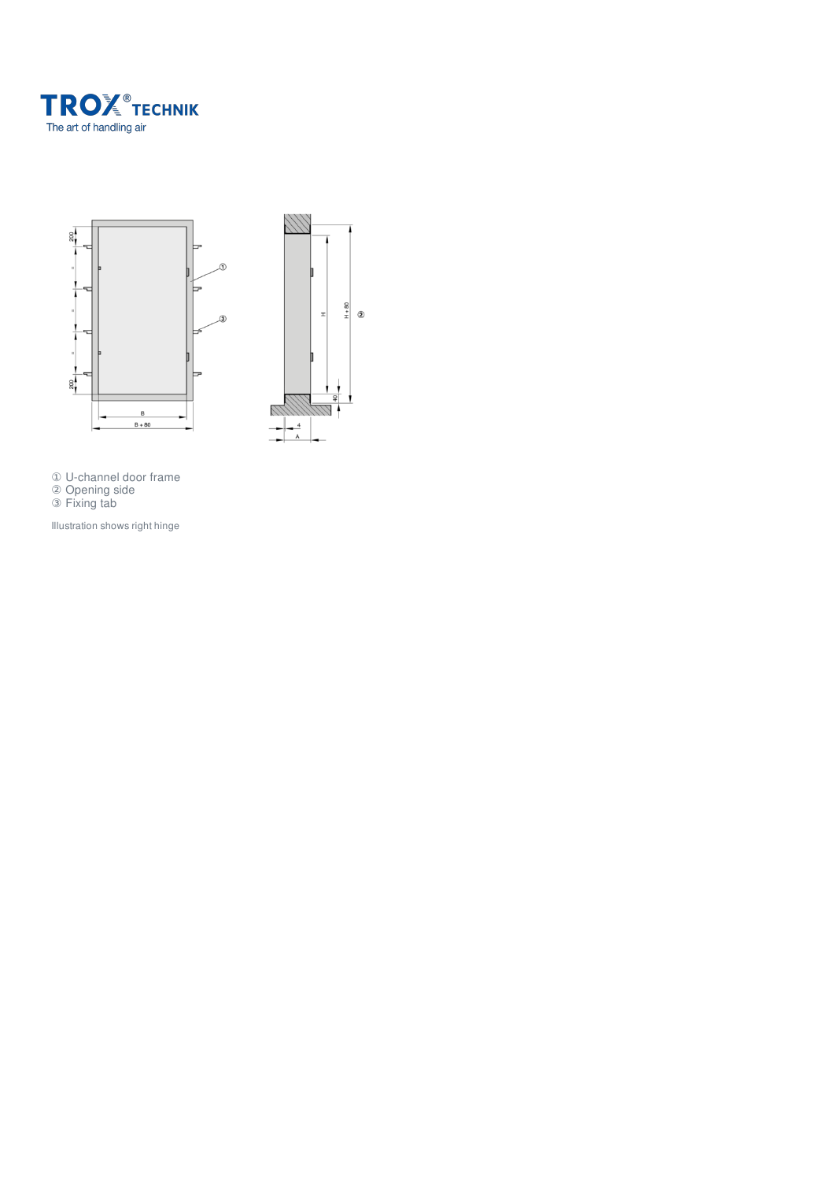200

200

B

B + 80

H

H + 80

40

4

A

① U-channel door frame
② Opening side
③ Fixing tab

Illustration shows right hinge